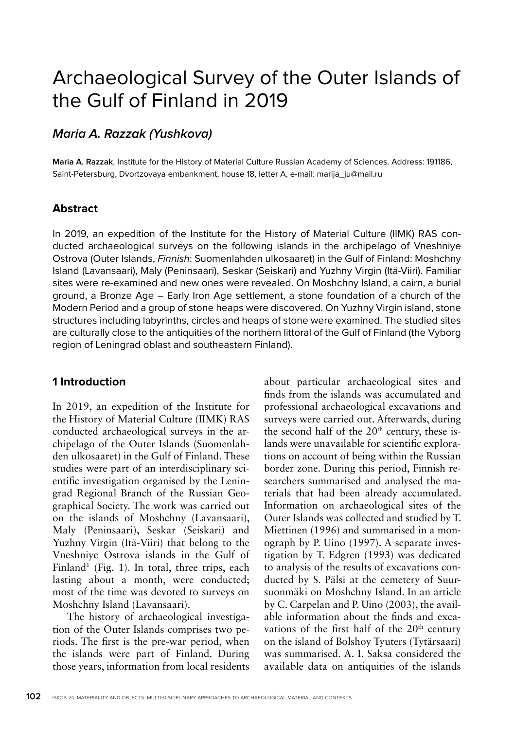# Archaeological Survey of the Outer Islands of the Gulf of Finland in 2019

## *Maria A. Razzak (Yushkova)*

**Maria A. Razzak**, Institute for the History of Material Culture Russian Academy of Sciences. Address: 191186, Saint-Petersburg, Dvortzovaya embankment, house 18, letter A, e-mail: marija_ju@mail.ru

### Abstract

In 2019, an expedition of the Institute for the History of Material Culture (IIMK) RAS conducted archaeological surveys on the following islands in the archipelago of Vneshniye Ostrova (Outer Islands, *Finnish*: Suomenlahden ulkosaaret) in the Gulf of Finland: Moshchny Island (Lavansaari), Maly (Peninsaari), Seskar (Seiskari) and Yuzhny Virgin (Itä-Viiri). Familiar sites were re-examined and new ones were revealed. On Moshchny Island, a cairn, a burial ground, a Bronze Age – Early Iron Age settlement, a stone foundation of a church of the Modern Period and a group of stone heaps were discovered. On Yuzhny Virgin island, stone structures including labyrinths, circles and heaps of stone were examined. The studied sites are culturally close to the antiquities of the northern littoral of the Gulf of Finland (the Vyborg region of Leningrad oblast and southeastern Finland).

### 1 Introduction

In 2019, an expedition of the Institute for the History of Material Culture (IIMK) RAS conducted archaeological surveys in the archipelago of the Outer Islands (Suomenlahden ulkosaaret) in the Gulf of Finland. These studies were part of an interdisciplinary scientific investigation organised by the Leningrad Regional Branch of the Russian Geographical Society. The work was carried out on the islands of Moshchny (Lavansaari), Maly (Peninsaari), Seskar (Seiskari) and Yuzhny Virgin (Itä-Viiri) that belong to the Vneshniye Ostrova islands in the Gulf of Finland[1] (Fig. 1). In total, three trips, each lasting about a month, were conducted; most of the time was devoted to surveys on Moshchny Island (Lavansaari).

The history of archaeological investigation of the Outer Islands comprises two periods. The first is the pre-war period, when the islands were part of Finland. During those years, information from local residents about particular archaeological sites and finds from the islands was accumulated and professional archaeological excavations and surveys were carried out. Afterwards, during the second half of the 20th century, these islands were unavailable for scientific explorations on account of being within the Russian border zone. During this period, Finnish researchers summarised and analysed the materials that had been already accumulated. Information on archaeological sites of the Outer Islands was collected and studied by T. Miettinen (1996) and summarised in a monograph by P. Uino (1997). A separate investigation by T. Edgren (1993) was dedicated to analysis of the results of excavations conducted by S. Pälsi at the cemetery of Suursuonmäki on Moshchny Island. In an article by C. Carpelan and P. Uino (2003), the available information about the finds and excavations of the first half of the 20th century on the island of Bolshoy Tyuters (Tytärsaari) was summarised. A. I. Saksa considered the available data on antiquities of the islands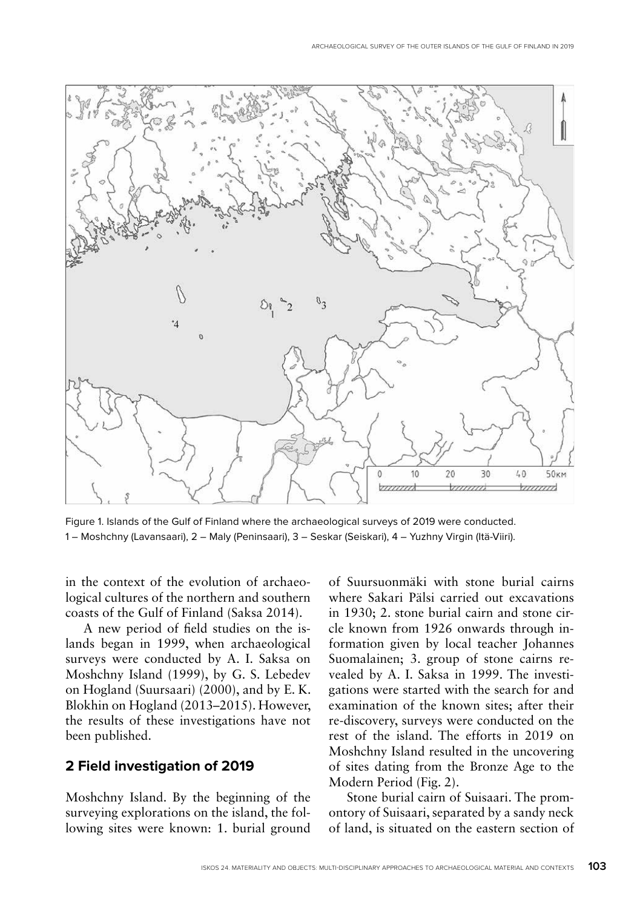Figure 1. Islands of the Gulf of Finland where the archaeological surveys of 2019 were conducted. 1 – Moshchny (Lavansaari), 2 – Maly (Peninsaari), 3 – Seskar (Seiskari), 4 – Yuzhny Virgin (Itä-Viiri).

in the context of the evolution of archaeological cultures of the northern and southern coasts of the Gulf of Finland (Saksa 2014).

A new period of field studies on the islands began in 1999, when archaeological surveys were conducted by A. I. Saksa on Moshchny Island (1999), by G. S. Lebedev on Hogland (Suursaari) (2000), and by E. K. Blokhin on Hogland (2013–2015). However, the results of these investigations have not been published.

## 2 Field investigation of 2019

Moshchny Island. By the beginning of the surveying explorations on the island, the following sites were known: 1. burial ground of Suursuonmäki with stone burial cairns where Sakari Pälsi carried out excavations in 1930; 2. stone burial cairn and stone circle known from 1926 onwards through information given by local teacher Johannes Suomalainen; 3. group of stone cairns revealed by A. I. Saksa in 1999. The investigations were started with the search for and examination of the known sites; after their re-discovery, surveys were conducted on the rest of the island. The efforts in 2019 on Moshchny Island resulted in the uncovering of sites dating from the Bronze Age to the Modern Period (Fig. 2).

Stone burial cairn of Suisaari. The promontory of Suisaari, separated by a sandy neck of land, is situated on the eastern section of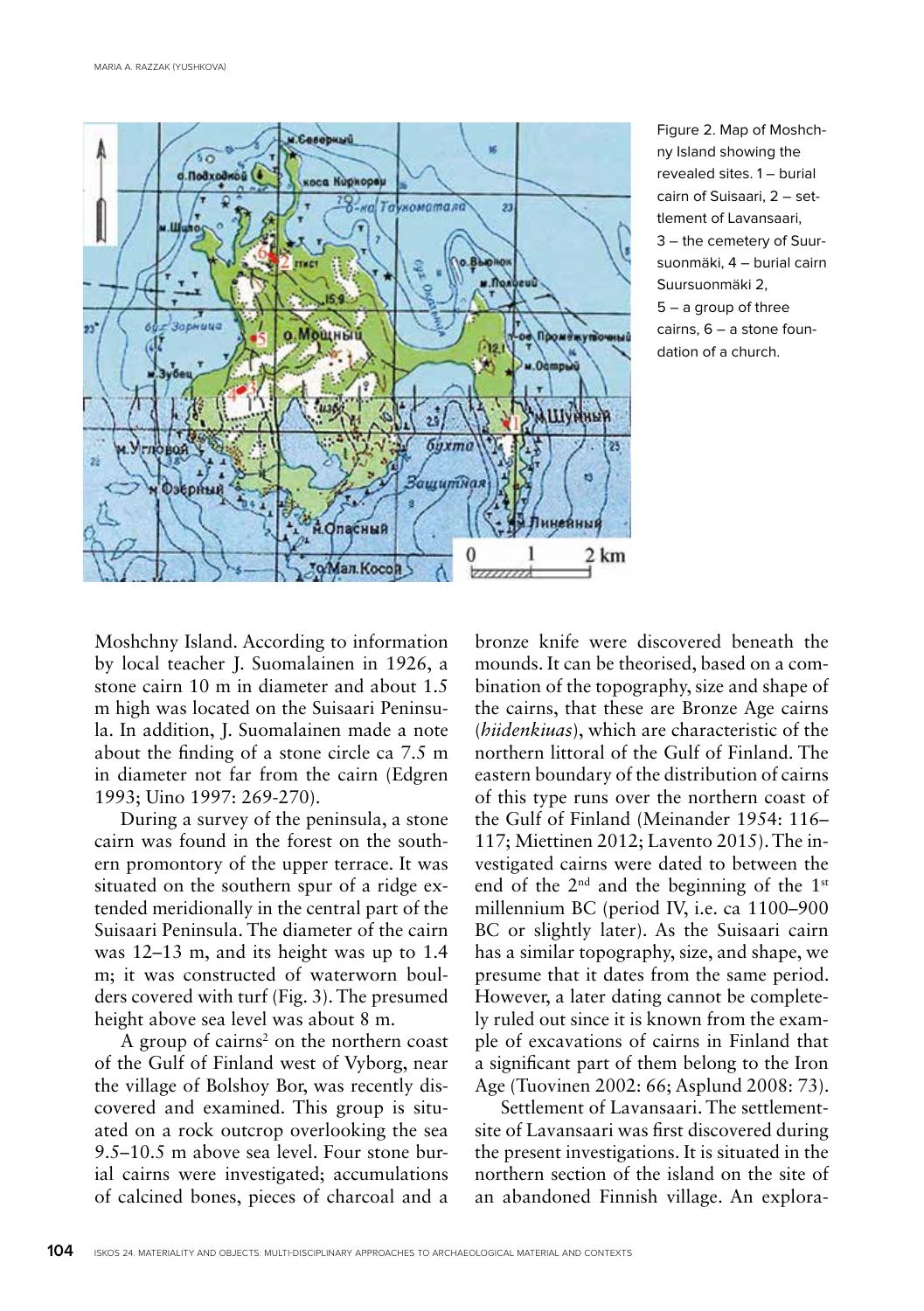Figure 2. Map of Moshchny Island showing the revealed sites. 1 – burial cairn of Suisaari, 2 – settlement of Lavansaari, 3 – the cemetery of Suursuonmäki, 4 – burial cairn Suursuonmäki 2, 5 – a group of three cairns, 6 – a stone foundation of a church.

Moshchny Island. According to information by local teacher J. Suomalainen in 1926, a stone cairn 10 m in diameter and about 1.5 m high was located on the Suisaari Peninsula. In addition, J. Suomalainen made a note about the finding of a stone circle ca 7.5 m in diameter not far from the cairn (Edgren 1993; Uino 1997: 269-270).

During a survey of the peninsula, a stone cairn was found in the forest on the southern promontory of the upper terrace. It was situated on the southern spur of a ridge extended meridionally in the central part of the Suisaari Peninsula. The diameter of the cairn was 12–13 m, and its height was up to 1.4 m; it was constructed of waterworn boulders covered with turf (Fig. 3). The presumed height above sea level was about 8 m.

A group of cairns[2] on the northern coast of the Gulf of Finland west of Vyborg, near the village of Bolshoy Bor, was recently discovered and examined. This group is situated on a rock outcrop overlooking the sea 9.5–10.5 m above sea level. Four stone burial cairns were investigated; accumulations of calcined bones, pieces of charcoal and a bronze knife were discovered beneath the mounds. It can be theorised, based on a combination of the topography, size and shape of the cairns, that these are Bronze Age cairns (*hiidenkiuas*), which are characteristic of the northern littoral of the Gulf of Finland. The eastern boundary of the distribution of cairns of this type runs over the northern coast of the Gulf of Finland (Meinander 1954: 116–117; Miettinen 2012; Lavento 2015). The investigated cairns were dated to between the end of the 2[nd] and the beginning of the 1[st] millennium BC (period IV, i.e. ca 1100–900 BC or slightly later). As the Suisaari cairn has a similar topography, size, and shape, we presume that it dates from the same period. However, a later dating cannot be completely ruled out since it is known from the example of excavations of cairns in Finland that a significant part of them belong to the Iron Age (Tuovinen 2002: 66; Asplund 2008: 73).

Settlement of Lavansaari. The settlement-site of Lavansaari was first discovered during the present investigations. It is situated in the northern section of the island on the site of an abandoned Finnish village. An explora-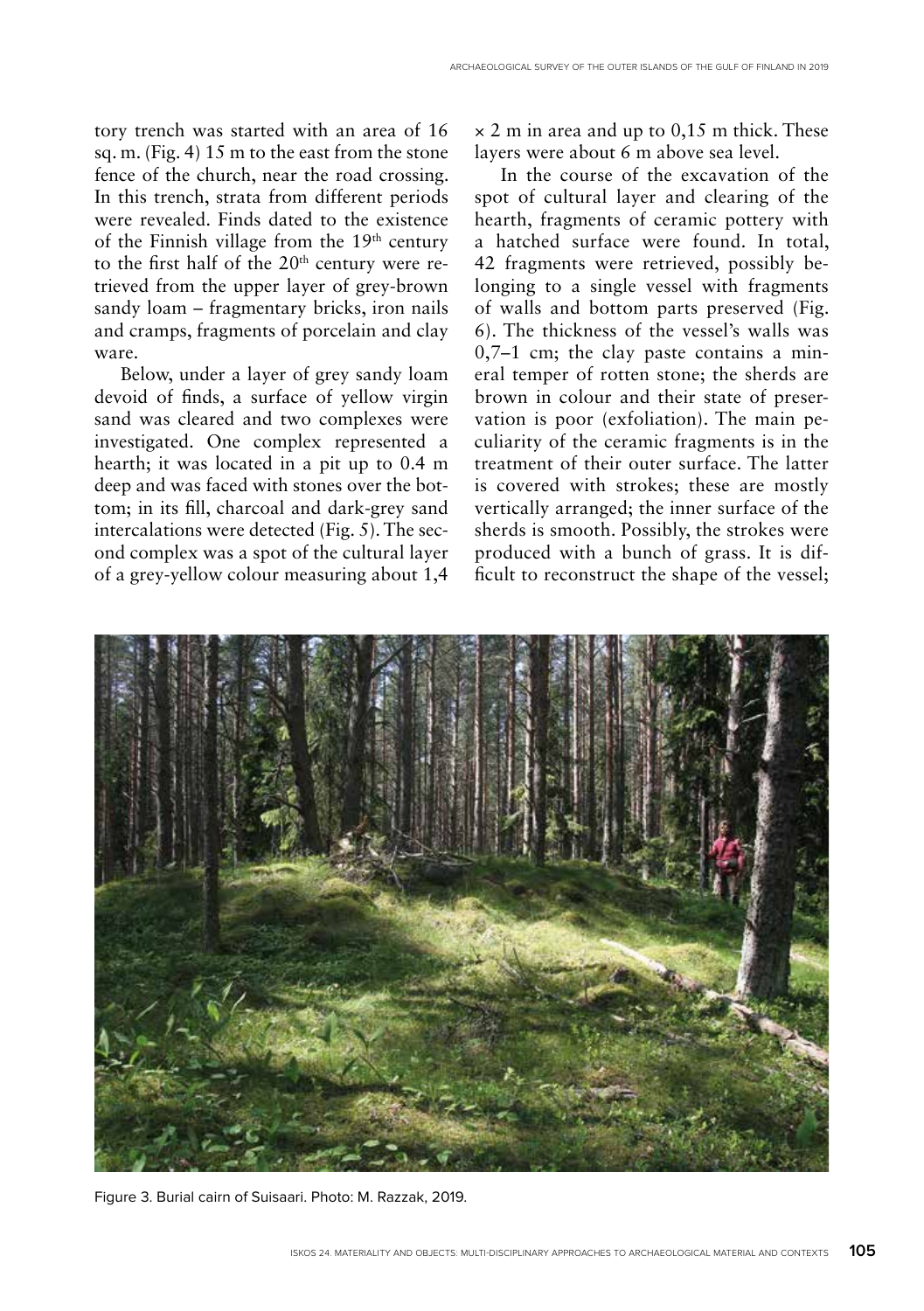tory trench was started with an area of 16 sq. m. (Fig. 4) 15 m to the east from the stone fence of the church, near the road crossing. In this trench, strata from different periods were revealed. Finds dated to the existence of the Finnish village from the 19th century to the first half of the 20th century were retrieved from the upper layer of grey-brown sandy loam – fragmentary bricks, iron nails and cramps, fragments of porcelain and clay ware.

Below, under a layer of grey sandy loam devoid of finds, a surface of yellow virgin sand was cleared and two complexes were investigated. One complex represented a hearth; it was located in a pit up to 0.4 m deep and was faced with stones over the bottom; in its fill, charcoal and dark-grey sand intercalations were detected (Fig. 5). The second complex was a spot of the cultural layer of a grey-yellow colour measuring about 1,4 × 2 m in area and up to 0,15 m thick. These layers were about 6 m above sea level.

In the course of the excavation of the spot of cultural layer and clearing of the hearth, fragments of ceramic pottery with a hatched surface were found. In total, 42 fragments were retrieved, possibly belonging to a single vessel with fragments of walls and bottom parts preserved (Fig. 6). The thickness of the vessel's walls was 0,7–1 cm; the clay paste contains a mineral temper of rotten stone; the sherds are brown in colour and their state of preservation is poor (exfoliation). The main peculiarity of the ceramic fragments is in the treatment of their outer surface. The latter is covered with strokes; these are mostly vertically arranged; the inner surface of the sherds is smooth. Possibly, the strokes were produced with a bunch of grass. It is difficult to reconstruct the shape of the vessel;

Figure 3. Burial cairn of Suisaari. Photo: M. Razzak, 2019.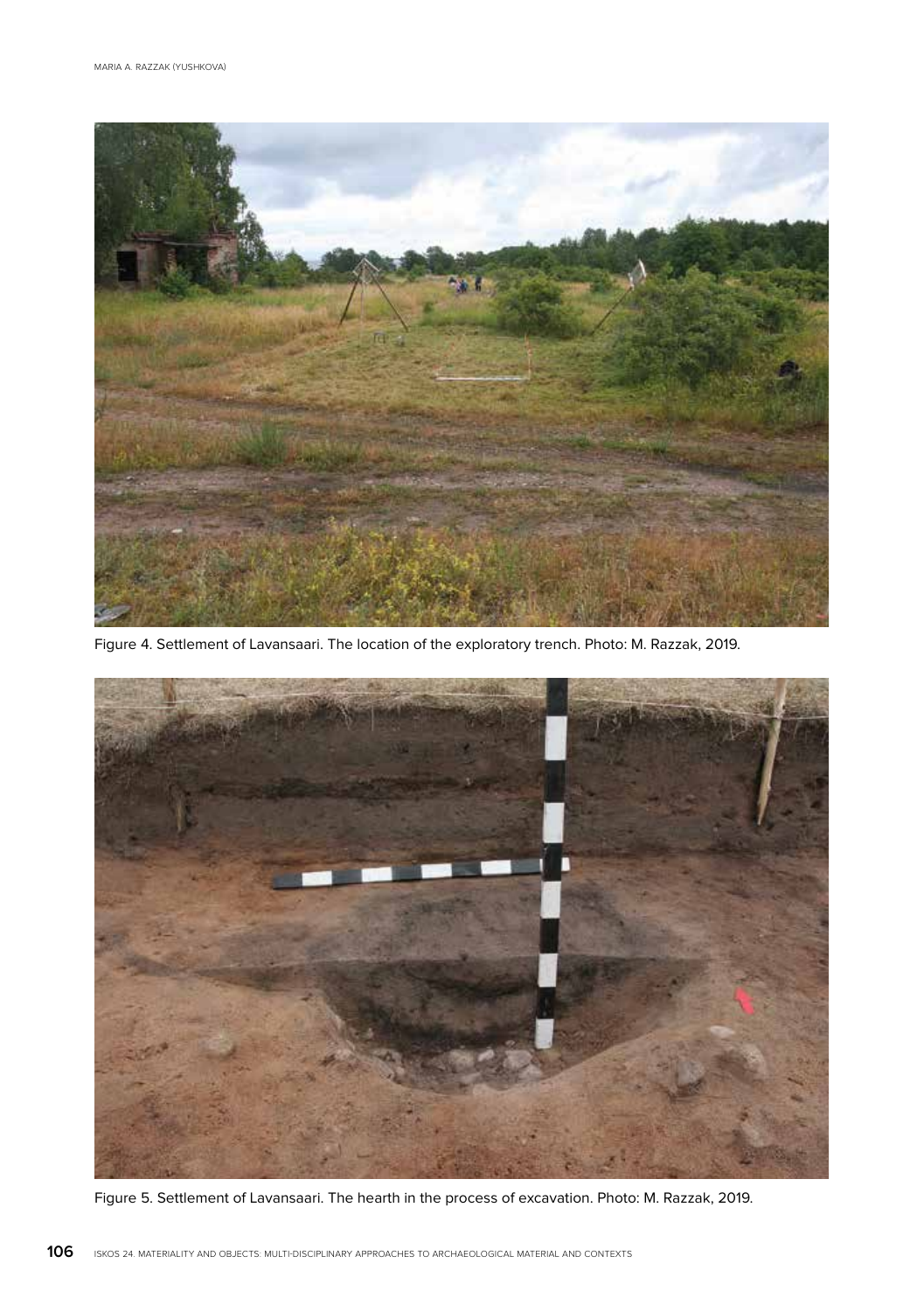Figure 4. Settlement of Lavansaari. The location of the exploratory trench. Photo: M. Razzak, 2019.

Figure 5. Settlement of Lavansaari. The hearth in the process of excavation. Photo: M. Razzak, 2019.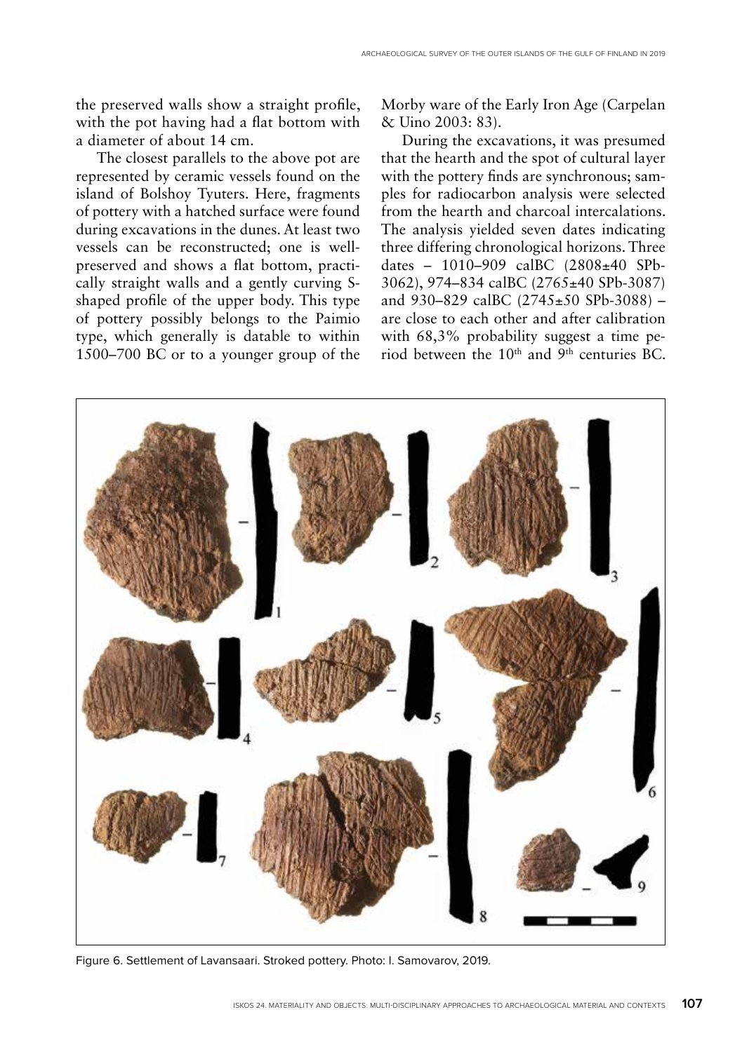the preserved walls show a straight profile, with the pot having had a flat bottom with a diameter of about 14 cm.

The closest parallels to the above pot are represented by ceramic vessels found on the island of Bolshoy Tyuters. Here, fragments of pottery with a hatched surface were found during excavations in the dunes. At least two vessels can be reconstructed; one is well-preserved and shows a flat bottom, practically straight walls and a gently curving S-shaped profile of the upper body. This type of pottery possibly belongs to the Paimio type, which generally is datable to within 1500–700 BC or to a younger group of the Morby ware of the Early Iron Age (Carpelan & Uino 2003: 83).

During the excavations, it was presumed that the hearth and the spot of cultural layer with the pottery finds are synchronous; samples for radiocarbon analysis were selected from the hearth and charcoal intercalations. The analysis yielded seven dates indicating three differing chronological horizons. Three dates – 1010–909 calBC (2808±40 SPb-3062), 974–834 calBC (2765±40 SPb-3087) and 930–829 calBC (2745±50 SPb-3088) – are close to each other and after calibration with 68,3% probability suggest a time period between the 10th and 9th centuries BC.

Figure 6. Settlement of Lavansaari. Stroked pottery. Photo: I. Samovarov, 2019.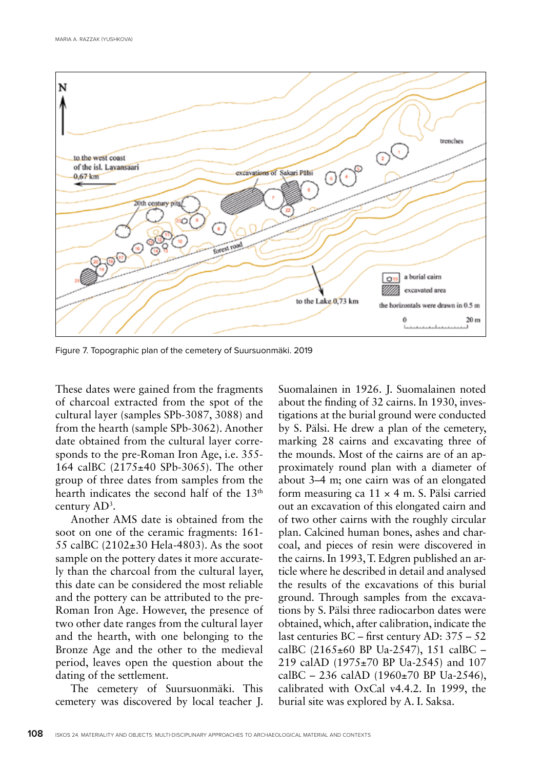Figure 7. Topographic plan of the cemetery of Suursuonmäki. 2019

These dates were gained from the fragments of charcoal extracted from the spot of the cultural layer (samples SPb-3087, 3088) and from the hearth (sample SPb-3062). Another date obtained from the cultural layer corresponds to the pre-Roman Iron Age, i.e. 355-164 calBC (2175±40 SPb-3065). The other group of three dates from samples from the hearth indicates the second half of the 13th century AD[3].

Another AMS date is obtained from the soot on one of the ceramic fragments: 161-55 calBC (2102±30 Hela-4803). As the soot sample on the pottery dates it more accurately than the charcoal from the cultural layer, this date can be considered the most reliable and the pottery can be attributed to the pre-Roman Iron Age. However, the presence of two other date ranges from the cultural layer and the hearth, with one belonging to the Bronze Age and the other to the medieval period, leaves open the question about the dating of the settlement.

The cemetery of Suursuonmäki. This cemetery was discovered by local teacher J. Suomalainen in 1926. J. Suomalainen noted about the finding of 32 cairns. In 1930, investigations at the burial ground were conducted by S. Pälsi. He drew a plan of the cemetery, marking 28 cairns and excavating three of the mounds. Most of the cairns are of an approximately round plan with a diameter of about 3–4 m; one cairn was of an elongated form measuring ca 11 × 4 m. S. Pälsi carried out an excavation of this elongated cairn and of two other cairns with the roughly circular plan. Calcined human bones, ashes and charcoal, and pieces of resin were discovered in the cairns. In 1993, T. Edgren published an article where he described in detail and analysed the results of the excavations of this burial ground. Through samples from the excavations by S. Pälsi three radiocarbon dates were obtained, which, after calibration, indicate the last centuries BC – first century AD: 375 – 52 calBC (2165±60 BP Ua-2547), 151 calBC – 219 calAD (1975±70 BP Ua-2545) and 107 calBC – 236 calAD (1960±70 BP Ua-2546), calibrated with OxCal v4.4.2. In 1999, the burial site was explored by A. I. Saksa.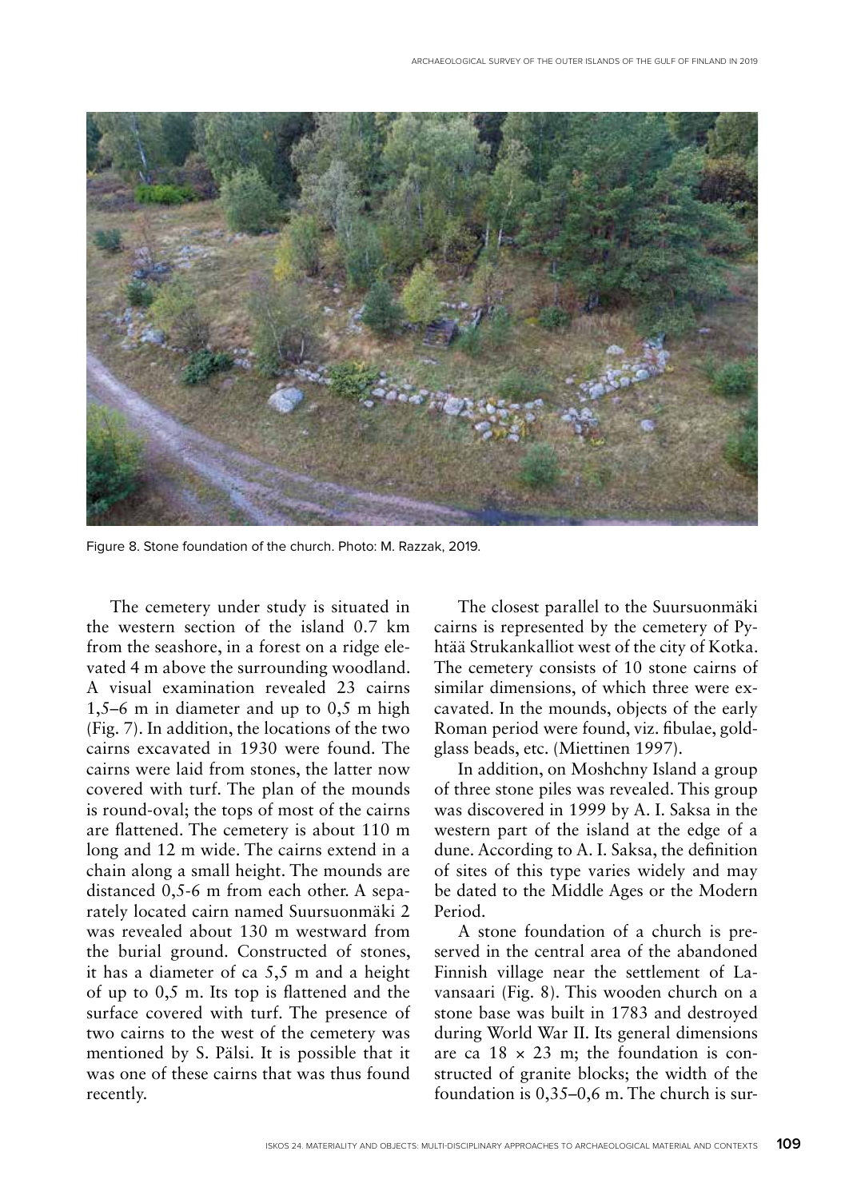Figure 8. Stone foundation of the church. Photo: M. Razzak, 2019.

The cemetery under study is situated in the western section of the island 0.7 km from the seashore, in a forest on a ridge elevated 4 m above the surrounding woodland. A visual examination revealed 23 cairns 1,5–6 m in diameter and up to 0,5 m high (Fig. 7). In addition, the locations of the two cairns excavated in 1930 were found. The cairns were laid from stones, the latter now covered with turf. The plan of the mounds is round-oval; the tops of most of the cairns are flattened. The cemetery is about 110 m long and 12 m wide. The cairns extend in a chain along a small height. The mounds are distanced 0,5-6 m from each other. A separately located cairn named Suursuonmäki 2 was revealed about 130 m westward from the burial ground. Constructed of stones, it has a diameter of ca 5,5 m and a height of up to 0,5 m. Its top is flattened and the surface covered with turf. The presence of two cairns to the west of the cemetery was mentioned by S. Pälsi. It is possible that it was one of these cairns that was thus found recently.

The closest parallel to the Suursuonmäki cairns is represented by the cemetery of Pyhtää Strukankalliot west of the city of Kotka. The cemetery consists of 10 stone cairns of similar dimensions, of which three were excavated. In the mounds, objects of the early Roman period were found, viz. fibulae, gold-glass beads, etc. (Miettinen 1997).

In addition, on Moshchny Island a group of three stone piles was revealed. This group was discovered in 1999 by A. I. Saksa in the western part of the island at the edge of a dune. According to A. I. Saksa, the definition of sites of this type varies widely and may be dated to the Middle Ages or the Modern Period.

A stone foundation of a church is preserved in the central area of the abandoned Finnish village near the settlement of Lavansaari (Fig. 8). This wooden church on a stone base was built in 1783 and destroyed during World War II. Its general dimensions are ca 18 × 23 m; the foundation is constructed of granite blocks; the width of the foundation is 0,35–0,6 m. The church is sur-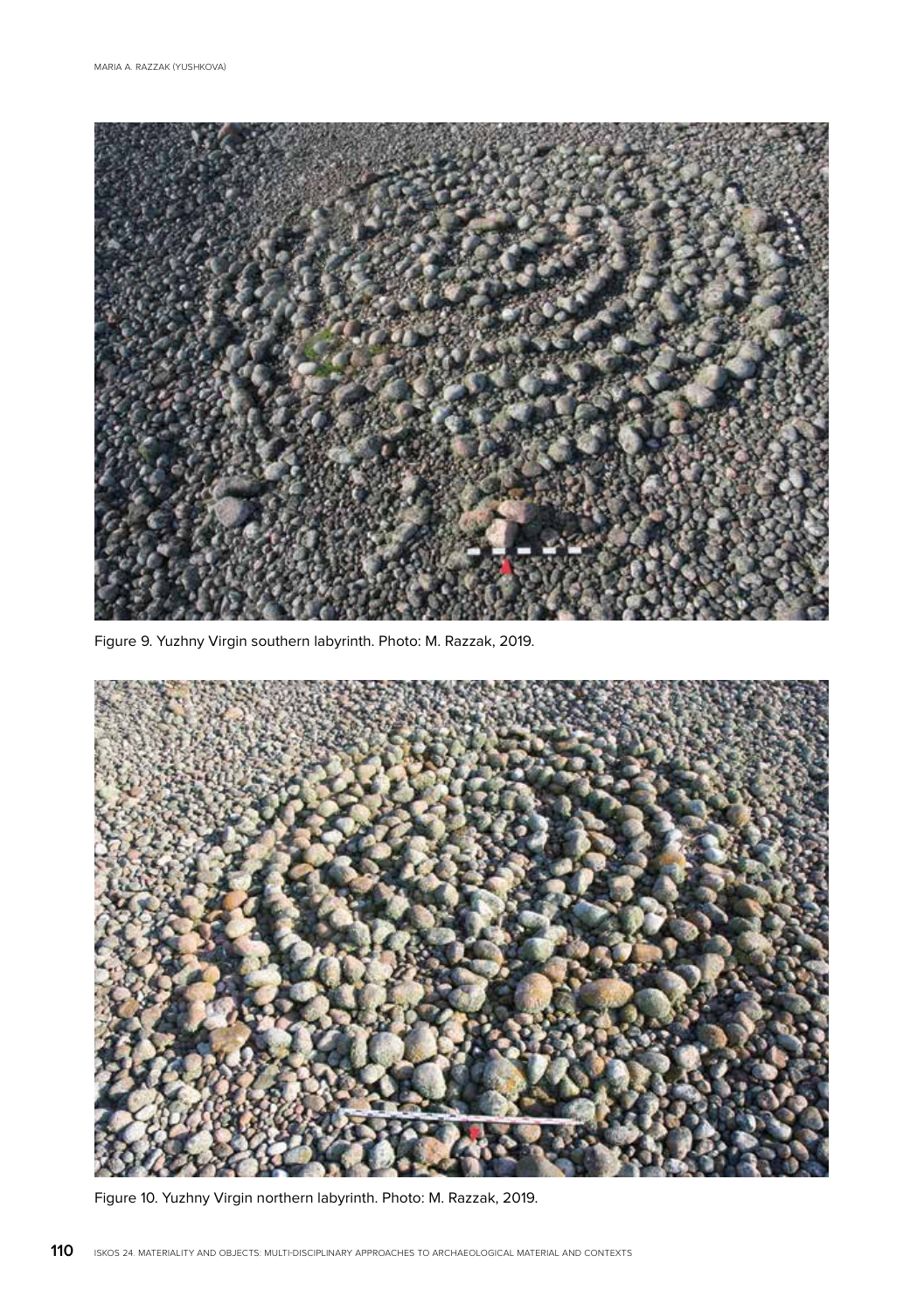Figure 9. Yuzhny Virgin southern labyrinth. Photo: M. Razzak, 2019.

Figure 10. Yuzhny Virgin northern labyrinth. Photo: M. Razzak, 2019.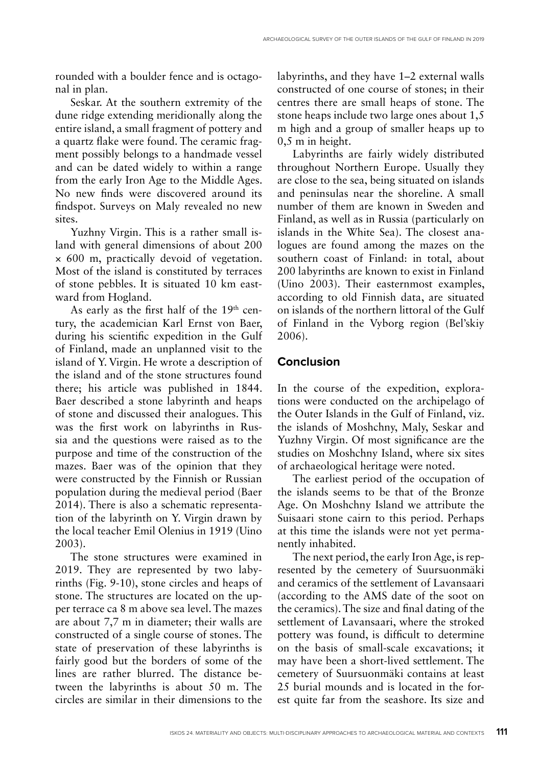rounded with a boulder fence and is octagonal in plan.

Seskar. At the southern extremity of the dune ridge extending meridionally along the entire island, a small fragment of pottery and a quartz flake were found. The ceramic fragment possibly belongs to a handmade vessel and can be dated widely to within a range from the early Iron Age to the Middle Ages. No new finds were discovered around its findspot. Surveys on Maly revealed no new sites.

Yuzhny Virgin. This is a rather small island with general dimensions of about 200 × 600 m, practically devoid of vegetation. Most of the island is constituted by terraces of stone pebbles. It is situated 10 km eastward from Hogland.

As early as the first half of the 19th century, the academician Karl Ernst von Baer, during his scientific expedition in the Gulf of Finland, made an unplanned visit to the island of Y. Virgin. He wrote a description of the island and of the stone structures found there; his article was published in 1844. Baer described a stone labyrinth and heaps of stone and discussed their analogues. This was the first work on labyrinths in Russia and the questions were raised as to the purpose and time of the construction of the mazes. Baer was of the opinion that they were constructed by the Finnish or Russian population during the medieval period (Baer 2014). There is also a schematic representation of the labyrinth on Y. Virgin drawn by the local teacher Emil Olenius in 1919 (Uino 2003).

The stone structures were examined in 2019. They are represented by two labyrinths (Fig. 9-10), stone circles and heaps of stone. The structures are located on the upper terrace ca 8 m above sea level. The mazes are about 7,7 m in diameter; their walls are constructed of a single course of stones. The state of preservation of these labyrinths is fairly good but the borders of some of the lines are rather blurred. The distance between the labyrinths is about 50 m. The circles are similar in their dimensions to the labyrinths, and they have 1–2 external walls constructed of one course of stones; in their centres there are small heaps of stone. The stone heaps include two large ones about 1,5 m high and a group of smaller heaps up to 0,5 m in height.

Labyrinths are fairly widely distributed throughout Northern Europe. Usually they are close to the sea, being situated on islands and peninsulas near the shoreline. A small number of them are known in Sweden and Finland, as well as in Russia (particularly on islands in the White Sea). The closest analogues are found among the mazes on the southern coast of Finland: in total, about 200 labyrinths are known to exist in Finland (Uino 2003). Their easternmost examples, according to old Finnish data, are situated on islands of the northern littoral of the Gulf of Finland in the Vyborg region (Bel'skiy 2006).

## Conclusion

In the course of the expedition, explorations were conducted on the archipelago of the Outer Islands in the Gulf of Finland, viz. the islands of Moshchny, Maly, Seskar and Yuzhny Virgin. Of most significance are the studies on Moshchny Island, where six sites of archaeological heritage were noted.

The earliest period of the occupation of the islands seems to be that of the Bronze Age. On Moshchny Island we attribute the Suisaari stone cairn to this period. Perhaps at this time the islands were not yet permanently inhabited.

The next period, the early Iron Age, is represented by the cemetery of Suursuonmäki and ceramics of the settlement of Lavansaari (according to the AMS date of the soot on the ceramics). The size and final dating of the settlement of Lavansaari, where the stroked pottery was found, is difficult to determine on the basis of small-scale excavations; it may have been a short-lived settlement. The cemetery of Suursuonmäki contains at least 25 burial mounds and is located in the forest quite far from the seashore. Its size and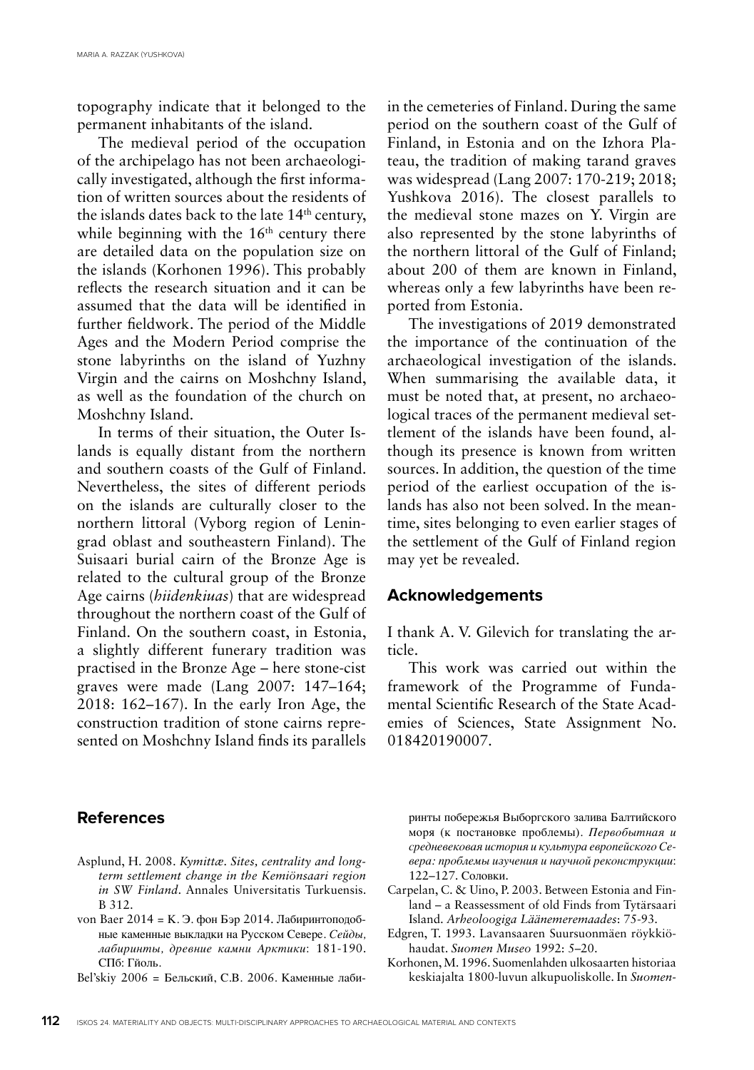topography indicate that it belonged to the permanent inhabitants of the island.

The medieval period of the occupation of the archipelago has not been archaeologically investigated, although the first information of written sources about the residents of the islands dates back to the late 14th century, while beginning with the 16th century there are detailed data on the population size on the islands (Korhonen 1996). This probably reflects the research situation and it can be assumed that the data will be identified in further fieldwork. The period of the Middle Ages and the Modern Period comprise the stone labyrinths on the island of Yuzhny Virgin and the cairns on Moshchny Island, as well as the foundation of the church on Moshchny Island.

In terms of their situation, the Outer Islands is equally distant from the northern and southern coasts of the Gulf of Finland. Nevertheless, the sites of different periods on the islands are culturally closer to the northern littoral (Vyborg region of Leningrad oblast and southeastern Finland). The Suisaari burial cairn of the Bronze Age is related to the cultural group of the Bronze Age cairns (*hiidenkiuas*) that are widespread throughout the northern coast of the Gulf of Finland. On the southern coast, in Estonia, a slightly different funerary tradition was practised in the Bronze Age – here stone-cist graves were made (Lang 2007: 147–164; 2018: 162–167). In the early Iron Age, the construction tradition of stone cairns represented on Moshchny Island finds its parallels in the cemeteries of Finland. During the same period on the southern coast of the Gulf of Finland, in Estonia and on the Izhora Plateau, the tradition of making tarand graves was widespread (Lang 2007: 170-219; 2018; Yushkova 2016). The closest parallels to the medieval stone mazes on Y. Virgin are also represented by the stone labyrinths of the northern littoral of the Gulf of Finland; about 200 of them are known in Finland, whereas only a few labyrinths have been reported from Estonia.

The investigations of 2019 demonstrated the importance of the continuation of the archaeological investigation of the islands. When summarising the available data, it must be noted that, at present, no archaeological traces of the permanent medieval settlement of the islands have been found, although its presence is known from written sources. In addition, the question of the time period of the earliest occupation of the islands has also not been solved. In the meantime, sites belonging to even earlier stages of the settlement of the Gulf of Finland region may yet be revealed.

## Acknowledgements

I thank A. V. Gilevich for translating the article.

This work was carried out within the framework of the Programme of Fundamental Scientific Research of the State Academies of Sciences, State Assignment No. 018420190007.

## References

Asplund, H. 2008. *Kymittæ. Sites, centrality and long-term settlement change in the Kemiönsaari region in SW Finland*. Annales Universitatis Turkuensis. B 312.

von Baer 2014 = К. Э. фон Бэр 2014. Лабиринтоподобные каменные выкладки на Русском Севере. *Сейды, лабиринты, древние камни Арктики*: 181-190. СПб: Гйоль.

Bel'skiy 2006 = Бельский, С.В. 2006. Каменные лабиринты побережья Выборгского залива Балтийского моря (к постановке проблемы). *Первобытная и средневековая история и культура европейского Севера: проблемы изучения и научной реконструкции*: 122–127. Соловки.

Carpelan, C. & Uino, P. 2003. Between Estonia and Finland – a Reassessment of old Finds from Tytärsaari Island. *Arheoloogiga Läänemeremaades*: 75-93.

Edgren, T. 1993. Lavansaaren Suursuonmäen röykkiöhaudat. *Suomen Museo* 1992: 5–20.

Korhonen, M. 1996. Suomenlahden ulkosaarten historiaa keskiajalta 1800-luvun alkupuoliskolle. In *Suomen-*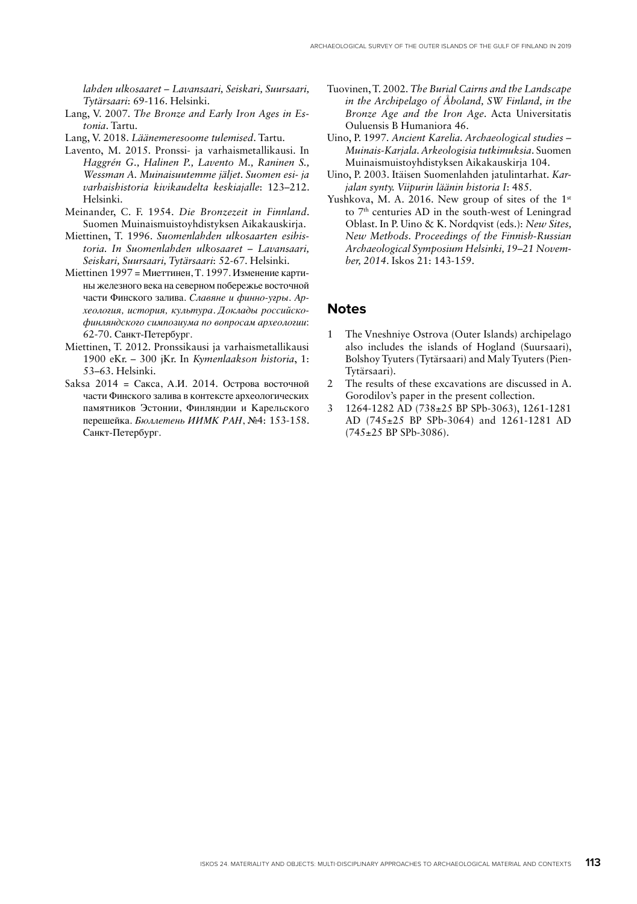*lahden ulkosaaret – Lavansaari, Seiskari, Suursaari, Tytärsaari*: 69-116. Helsinki.

Lang, V. 2007. *The Bronze and Early Iron Ages in Estonia*. Tartu.

Lang, V. 2018. *Läänemeresoome tulemised*. Tartu.

Lavento, M. 2015. Pronssi- ja varhaismetallikausi. In *Haggrén G., Halinen P., Lavento M., Raninen S., Wessman A. Muinaisuutemme jäljet. Suomen esi- ja varhaishistoria kivikaudelta keskiajalle*: 123–212. Helsinki.

Meinander, C. F. 1954. *Die Bronzezeit in Finnland*. Suomen Muinaismuistoyhdistyksen Aikakauskirja.

Miettinen, T. 1996. *Suomenlahden ulkosaarten esihistoria. In Suomenlahden ulkosaaret – Lavansaari, Seiskari, Suursaari, Tytärsaari*: 52-67. Helsinki.

Miettinen 1997 = Миеттинен, Т. 1997. Изменение картины железного века на северном побережье восточной части Финского залива. *Славяне и финно-угры. Археология, история, культура. Доклады российско-финляндского симпозиума по вопросам археологии*: 62-70. Санкт-Петербург.

Miettinen, T. 2012. Pronssikausi ja varhaismetallikausi 1900 eKr. – 300 jKr. In *Kymenlaakson historia*, 1: 53–63. Helsinki.

Saksa 2014 = Сакса, А.И. 2014. Острова восточной части Финского залива в контексте археологических памятников Эстонии, Финляндии и Карельского перешейка. *Бюллетень ИИМК РАН*, №4: 153-158. Санкт-Петербург.

Tuovinen, T. 2002. *The Burial Cairns and the Landscape in the Archipelago of Åboland, SW Finland, in the Bronze Age and the Iron Age*. Acta Universitatis Ouluensis B Humaniora 46.

Uino, P. 1997. *Ancient Karelia. Archaeological studies – Muinais-Karjala. Arkeologisia tutkimuksia*. Suomen Muinaismuistoyhdistyksen Aikakauskirja 104.

Uino, P. 2003. Itäisen Suomenlahden jatulintarhat. *Karjalan synty. Viipurin läänin historia I*: 485.

Yushkova, M. A. 2016. New group of sites of the 1st to 7th centuries AD in the south-west of Leningrad Oblast. In P. Uino & K. Nordqvist (eds.): *New Sites, New Methods. Proceedings of the Finnish-Russian Archaeological Symposium Helsinki, 19–21 November, 2014*. Iskos 21: 143-159.

## Notes

1. The Vneshniye Ostrova (Outer Islands) archipelago also includes the islands of Hogland (Suursaari), Bolshoy Tyuters (Tytärsaari) and Maly Tyuters (Pien-Tytärsaari).
2. The results of these excavations are discussed in A. Gorodilov's paper in the present collection.
3. 1264-1282 AD (738±25 BP SPb-3063), 1261-1281 AD (745±25 BP SPb-3064) and 1261-1281 AD (745±25 BP SPb-3086).